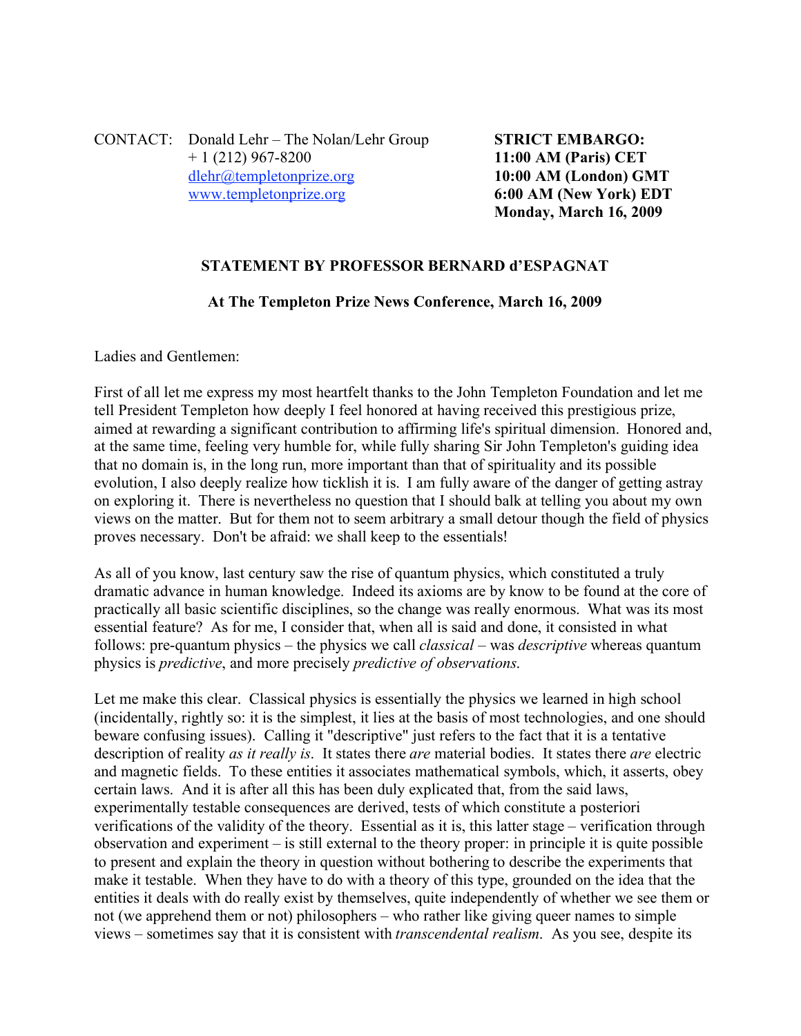CONTACT: Donald Lehr – The Nolan/Lehr Group
+ 1 (212) 967-8200
dlehr@templetonprize.org
www.templetonprize.org

**STRICT EMBARGO:**
**11:00 AM (Paris) CET**
**10:00 AM (London) GMT**
**6:00 AM (New York) EDT**
**Monday, March 16, 2009**

## STATEMENT BY PROFESSOR BERNARD d'ESPAGNAT

### At The Templeton Prize News Conference, March 16, 2009

Ladies and Gentlemen:

First of all let me express my most heartfelt thanks to the John Templeton Foundation and let me tell President Templeton how deeply I feel honored at having received this prestigious prize, aimed at rewarding a significant contribution to affirming life's spiritual dimension. Honored and, at the same time, feeling very humble for, while fully sharing Sir John Templeton's guiding idea that no domain is, in the long run, more important than that of spirituality and its possible evolution, I also deeply realize how ticklish it is. I am fully aware of the danger of getting astray on exploring it. There is nevertheless no question that I should balk at telling you about my own views on the matter. But for them not to seem arbitrary a small detour though the field of physics proves necessary. Don't be afraid: we shall keep to the essentials!

As all of you know, last century saw the rise of quantum physics, which constituted a truly dramatic advance in human knowledge. Indeed its axioms are by know to be found at the core of practically all basic scientific disciplines, so the change was really enormous. What was its most essential feature? As for me, I consider that, when all is said and done, it consisted in what follows: pre-quantum physics – the physics we call *classical* – was *descriptive* whereas quantum physics is *predictive*, and more precisely *predictive of observations*.

Let me make this clear. Classical physics is essentially the physics we learned in high school (incidentally, rightly so: it is the simplest, it lies at the basis of most technologies, and one should beware confusing issues). Calling it "descriptive" just refers to the fact that it is a tentative description of reality *as it really is*. It states there *are* material bodies. It states there *are* electric and magnetic fields. To these entities it associates mathematical symbols, which, it asserts, obey certain laws. And it is after all this has been duly explicated that, from the said laws, experimentally testable consequences are derived, tests of which constitute a posteriori verifications of the validity of the theory. Essential as it is, this latter stage – verification through observation and experiment – is still external to the theory proper: in principle it is quite possible to present and explain the theory in question without bothering to describe the experiments that make it testable. When they have to do with a theory of this type, grounded on the idea that the entities it deals with do really exist by themselves, quite independently of whether we see them or not (we apprehend them or not) philosophers – who rather like giving queer names to simple views – sometimes say that it is consistent with *transcendental realism*. As you see, despite its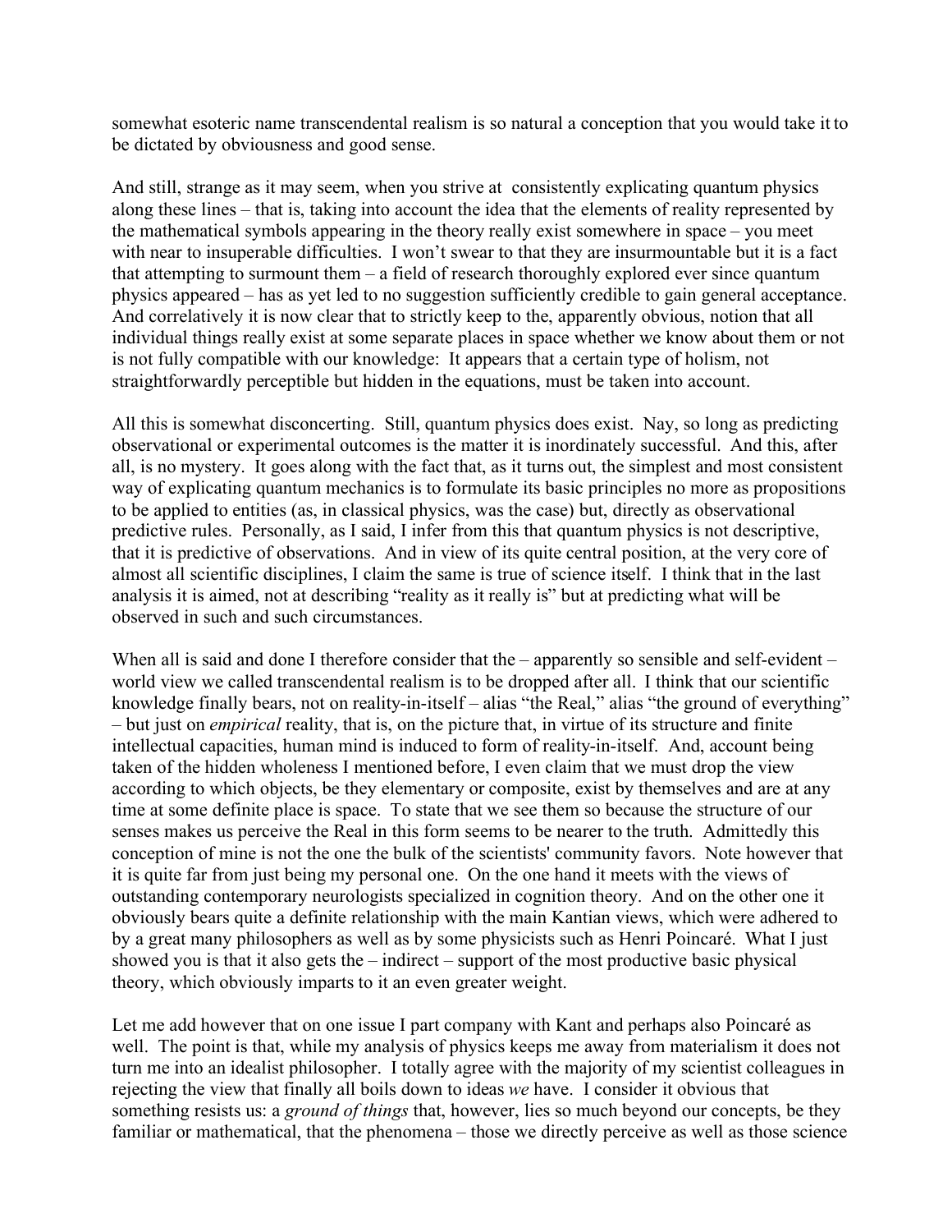somewhat esoteric name transcendental realism is so natural a conception that you would take it to be dictated by obviousness and good sense.

And still, strange as it may seem, when you strive at consistently explicating quantum physics along these lines – that is, taking into account the idea that the elements of reality represented by the mathematical symbols appearing in the theory really exist somewhere in space – you meet with near to insuperable difficulties. I won't swear to that they are insurmountable but it is a fact that attempting to surmount them – a field of research thoroughly explored ever since quantum physics appeared – has as yet led to no suggestion sufficiently credible to gain general acceptance. And correlatively it is now clear that to strictly keep to the, apparently obvious, notion that all individual things really exist at some separate places in space whether we know about them or not is not fully compatible with our knowledge: It appears that a certain type of holism, not straightforwardly perceptible but hidden in the equations, must be taken into account.

All this is somewhat disconcerting. Still, quantum physics does exist. Nay, so long as predicting observational or experimental outcomes is the matter it is inordinately successful. And this, after all, is no mystery. It goes along with the fact that, as it turns out, the simplest and most consistent way of explicating quantum mechanics is to formulate its basic principles no more as propositions to be applied to entities (as, in classical physics, was the case) but, directly as observational predictive rules. Personally, as I said, I infer from this that quantum physics is not descriptive, that it is predictive of observations. And in view of its quite central position, at the very core of almost all scientific disciplines, I claim the same is true of science itself. I think that in the last analysis it is aimed, not at describing "reality as it really is" but at predicting what will be observed in such and such circumstances.

When all is said and done I therefore consider that the – apparently so sensible and self-evident – world view we called transcendental realism is to be dropped after all. I think that our scientific knowledge finally bears, not on reality-in-itself – alias "the Real," alias "the ground of everything" – but just on *empirical* reality, that is, on the picture that, in virtue of its structure and finite intellectual capacities, human mind is induced to form of reality-in-itself. And, account being taken of the hidden wholeness I mentioned before, I even claim that we must drop the view according to which objects, be they elementary or composite, exist by themselves and are at any time at some definite place is space. To state that we see them so because the structure of our senses makes us perceive the Real in this form seems to be nearer to the truth. Admittedly this conception of mine is not the one the bulk of the scientists' community favors. Note however that it is quite far from just being my personal one. On the one hand it meets with the views of outstanding contemporary neurologists specialized in cognition theory. And on the other one it obviously bears quite a definite relationship with the main Kantian views, which were adhered to by a great many philosophers as well as by some physicists such as Henri Poincaré. What I just showed you is that it also gets the – indirect – support of the most productive basic physical theory, which obviously imparts to it an even greater weight.

Let me add however that on one issue I part company with Kant and perhaps also Poincaré as well. The point is that, while my analysis of physics keeps me away from materialism it does not turn me into an idealist philosopher. I totally agree with the majority of my scientist colleagues in rejecting the view that finally all boils down to ideas *we* have. I consider it obvious that something resists us: a *ground of things* that, however, lies so much beyond our concepts, be they familiar or mathematical, that the phenomena – those we directly perceive as well as those science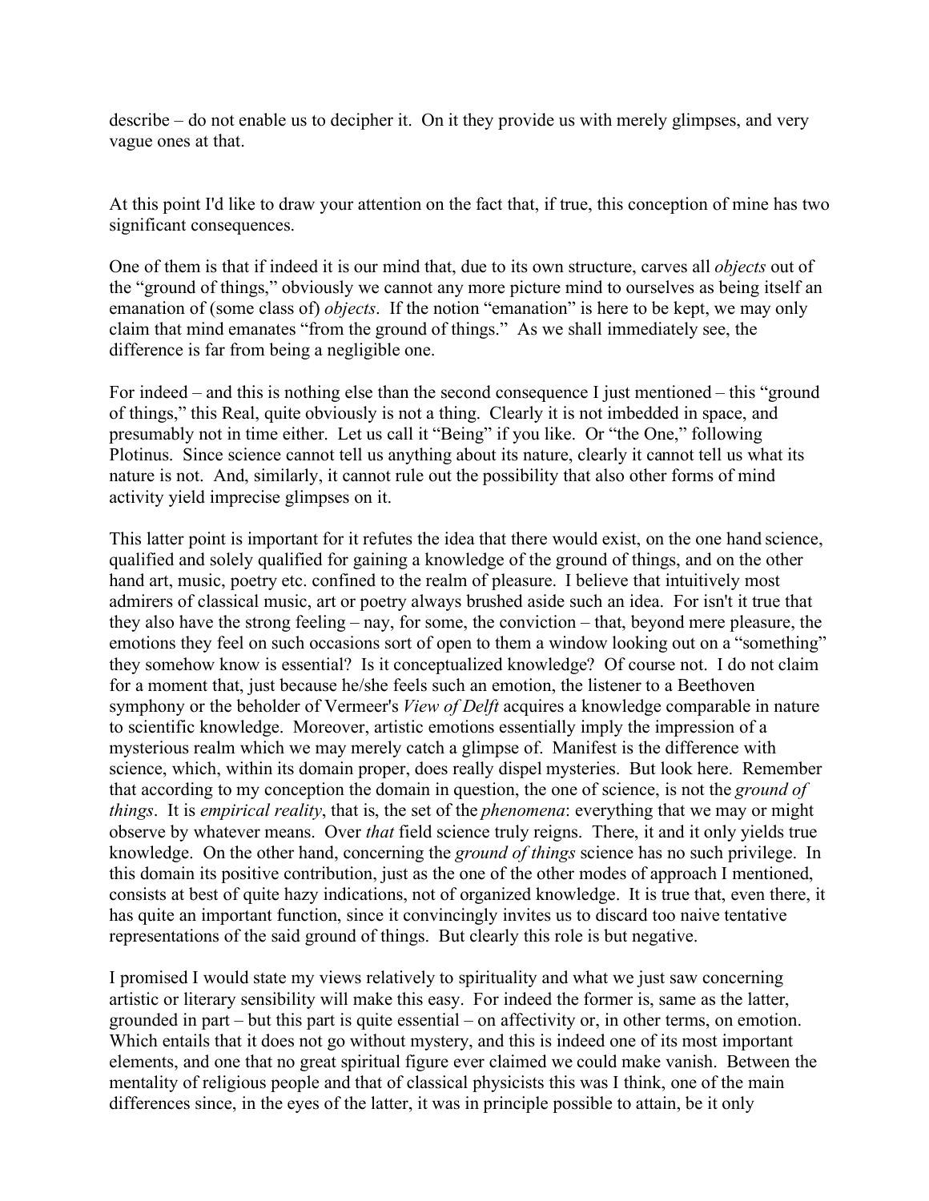describe – do not enable us to decipher it. On it they provide us with merely glimpses, and very vague ones at that.

At this point I'd like to draw your attention on the fact that, if true, this conception of mine has two significant consequences.

One of them is that if indeed it is our mind that, due to its own structure, carves all *objects* out of the "ground of things," obviously we cannot any more picture mind to ourselves as being itself an emanation of (some class of) *objects*. If the notion "emanation" is here to be kept, we may only claim that mind emanates "from the ground of things." As we shall immediately see, the difference is far from being a negligible one.

For indeed – and this is nothing else than the second consequence I just mentioned – this "ground of things," this Real, quite obviously is not a thing. Clearly it is not imbedded in space, and presumably not in time either. Let us call it "Being" if you like. Or "the One," following Plotinus. Since science cannot tell us anything about its nature, clearly it cannot tell us what its nature is not. And, similarly, it cannot rule out the possibility that also other forms of mind activity yield imprecise glimpses on it.

This latter point is important for it refutes the idea that there would exist, on the one hand science, qualified and solely qualified for gaining a knowledge of the ground of things, and on the other hand art, music, poetry etc. confined to the realm of pleasure. I believe that intuitively most admirers of classical music, art or poetry always brushed aside such an idea. For isn't it true that they also have the strong feeling – nay, for some, the conviction – that, beyond mere pleasure, the emotions they feel on such occasions sort of open to them a window looking out on a "something" they somehow know is essential? Is it conceptualized knowledge? Of course not. I do not claim for a moment that, just because he/she feels such an emotion, the listener to a Beethoven symphony or the beholder of Vermeer's *View of Delft* acquires a knowledge comparable in nature to scientific knowledge. Moreover, artistic emotions essentially imply the impression of a mysterious realm which we may merely catch a glimpse of. Manifest is the difference with science, which, within its domain proper, does really dispel mysteries. But look here. Remember that according to my conception the domain in question, the one of science, is not the *ground of things*. It is *empirical reality*, that is, the set of the *phenomena*: everything that we may or might observe by whatever means. Over *that* field science truly reigns. There, it and it only yields true knowledge. On the other hand, concerning the *ground of things* science has no such privilege. In this domain its positive contribution, just as the one of the other modes of approach I mentioned, consists at best of quite hazy indications, not of organized knowledge. It is true that, even there, it has quite an important function, since it convincingly invites us to discard too naive tentative representations of the said ground of things. But clearly this role is but negative.

I promised I would state my views relatively to spirituality and what we just saw concerning artistic or literary sensibility will make this easy. For indeed the former is, same as the latter, grounded in part – but this part is quite essential – on affectivity or, in other terms, on emotion. Which entails that it does not go without mystery, and this is indeed one of its most important elements, and one that no great spiritual figure ever claimed we could make vanish. Between the mentality of religious people and that of classical physicists this was I think, one of the main differences since, in the eyes of the latter, it was in principle possible to attain, be it only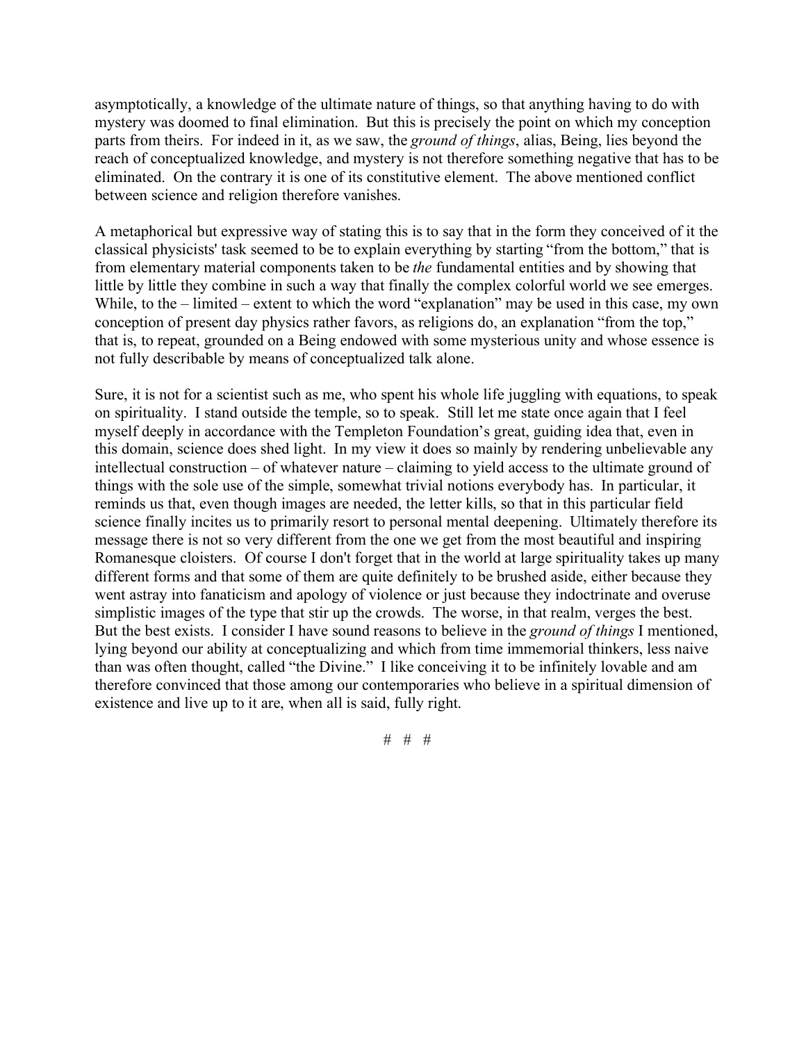asymptotically, a knowledge of the ultimate nature of things, so that anything having to do with mystery was doomed to final elimination. But this is precisely the point on which my conception parts from theirs. For indeed in it, as we saw, the *ground of things*, alias, Being, lies beyond the reach of conceptualized knowledge, and mystery is not therefore something negative that has to be eliminated. On the contrary it is one of its constitutive element. The above mentioned conflict between science and religion therefore vanishes.

A metaphorical but expressive way of stating this is to say that in the form they conceived of it the classical physicists' task seemed to be to explain everything by starting "from the bottom," that is from elementary material components taken to be *the* fundamental entities and by showing that little by little they combine in such a way that finally the complex colorful world we see emerges. While, to the – limited – extent to which the word "explanation" may be used in this case, my own conception of present day physics rather favors, as religions do, an explanation "from the top," that is, to repeat, grounded on a Being endowed with some mysterious unity and whose essence is not fully describable by means of conceptualized talk alone.

Sure, it is not for a scientist such as me, who spent his whole life juggling with equations, to speak on spirituality. I stand outside the temple, so to speak. Still let me state once again that I feel myself deeply in accordance with the Templeton Foundation's great, guiding idea that, even in this domain, science does shed light. In my view it does so mainly by rendering unbelievable any intellectual construction – of whatever nature – claiming to yield access to the ultimate ground of things with the sole use of the simple, somewhat trivial notions everybody has. In particular, it reminds us that, even though images are needed, the letter kills, so that in this particular field science finally incites us to primarily resort to personal mental deepening. Ultimately therefore its message there is not so very different from the one we get from the most beautiful and inspiring Romanesque cloisters. Of course I don't forget that in the world at large spirituality takes up many different forms and that some of them are quite definitely to be brushed aside, either because they went astray into fanaticism and apology of violence or just because they indoctrinate and overuse simplistic images of the type that stir up the crowds. The worse, in that realm, verges the best. But the best exists. I consider I have sound reasons to believe in the *ground of things* I mentioned, lying beyond our ability at conceptualizing and which from time immemorial thinkers, less naive than was often thought, called "the Divine." I like conceiving it to be infinitely lovable and am therefore convinced that those among our contemporaries who believe in a spiritual dimension of existence and live up to it are, when all is said, fully right.

# # #